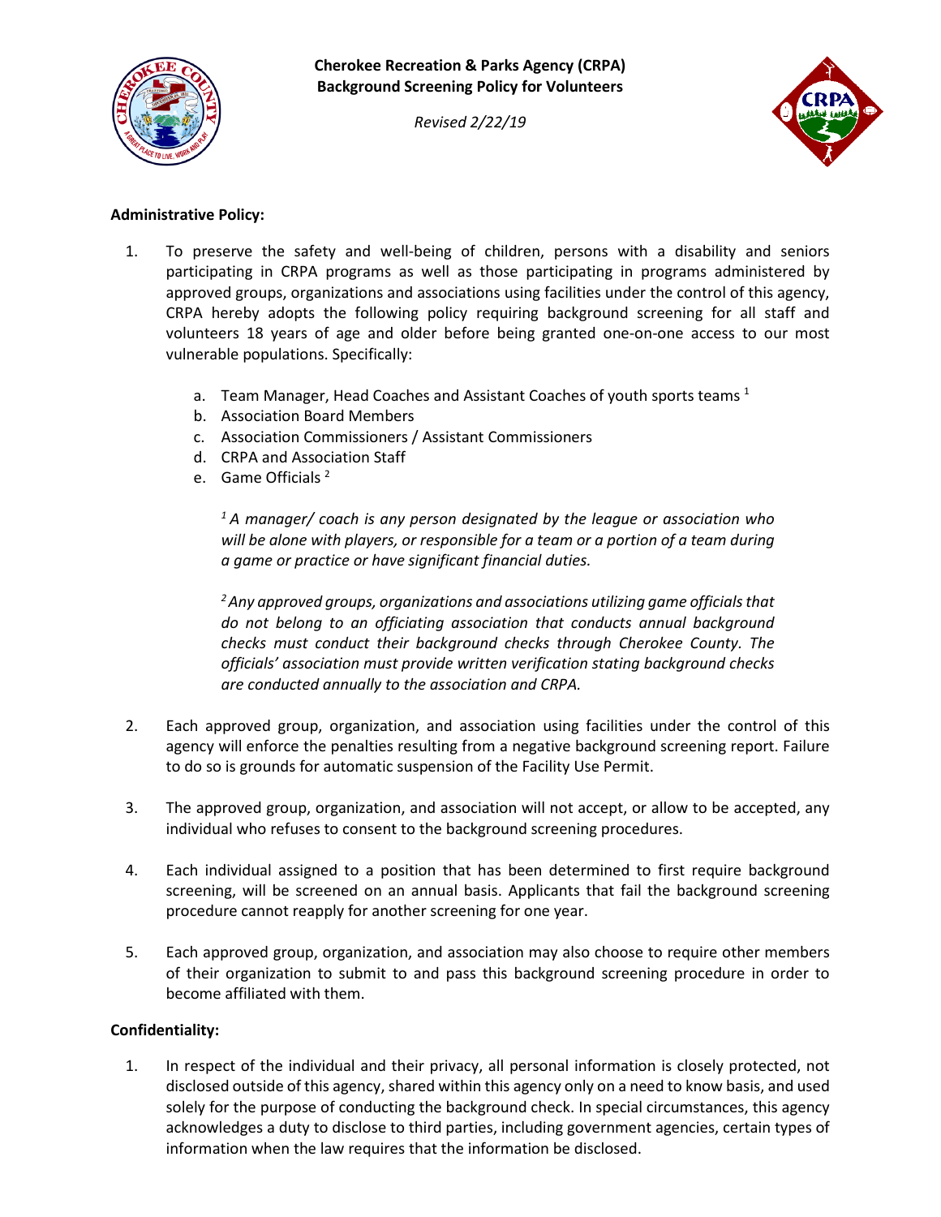**Cherokee Recreation & Parks Agency (CRPA)**
**Background Screening Policy for Volunteers**

*Revised 2/22/19*

**Administrative Policy:**

1. To preserve the safety and well-being of children, persons with a disability and seniors participating in CRPA programs as well as those participating in programs administered by approved groups, organizations and associations using facilities under the control of this agency, CRPA hereby adopts the following policy requiring background screening for all staff and volunteers 18 years of age and older before being granted one-on-one access to our most vulnerable populations. Specifically:

   a. Team Manager, Head Coaches and Assistant Coaches of youth sports teams [1]
   b. Association Board Members
   c. Association Commissioners / Assistant Commissioners
   d. CRPA and Association Staff
   e. Game Officials [2]

   *[1] A manager/ coach is any person designated by the league or association who will be alone with players, or responsible for a team or a portion of a team during a game or practice or have significant financial duties.*

   *[2] Any approved groups, organizations and associations utilizing game officials that do not belong to an officiating association that conducts annual background checks must conduct their background checks through Cherokee County. The officials' association must provide written verification stating background checks are conducted annually to the association and CRPA.*

2. Each approved group, organization, and association using facilities under the control of this agency will enforce the penalties resulting from a negative background screening report. Failure to do so is grounds for automatic suspension of the Facility Use Permit.

3. The approved group, organization, and association will not accept, or allow to be accepted, any individual who refuses to consent to the background screening procedures.

4. Each individual assigned to a position that has been determined to first require background screening, will be screened on an annual basis. Applicants that fail the background screening procedure cannot reapply for another screening for one year.

5. Each approved group, organization, and association may also choose to require other members of their organization to submit to and pass this background screening procedure in order to become affiliated with them.

**Confidentiality:**

1. In respect of the individual and their privacy, all personal information is closely protected, not disclosed outside of this agency, shared within this agency only on a need to know basis, and used solely for the purpose of conducting the background check. In special circumstances, this agency acknowledges a duty to disclose to third parties, including government agencies, certain types of information when the law requires that the information be disclosed.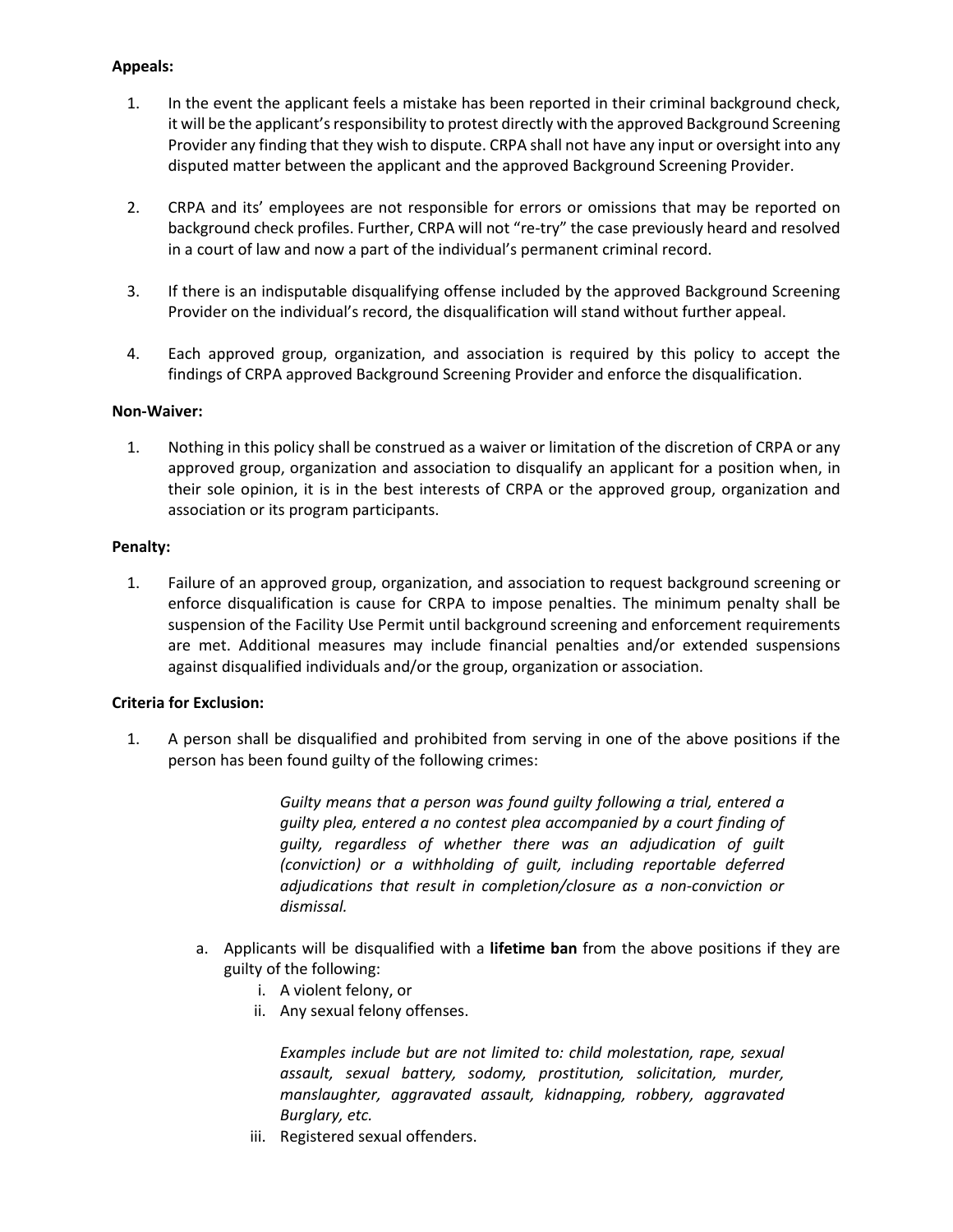**Appeals:**

1. In the event the applicant feels a mistake has been reported in their criminal background check, it will be the applicant's responsibility to protest directly with the approved Background Screening Provider any finding that they wish to dispute. CRPA shall not have any input or oversight into any disputed matter between the applicant and the approved Background Screening Provider.

2. CRPA and its' employees are not responsible for errors or omissions that may be reported on background check profiles. Further, CRPA will not "re-try" the case previously heard and resolved in a court of law and now a part of the individual's permanent criminal record.

3. If there is an indisputable disqualifying offense included by the approved Background Screening Provider on the individual's record, the disqualification will stand without further appeal.

4. Each approved group, organization, and association is required by this policy to accept the findings of CRPA approved Background Screening Provider and enforce the disqualification.

**Non-Waiver:**

1. Nothing in this policy shall be construed as a waiver or limitation of the discretion of CRPA or any approved group, organization and association to disqualify an applicant for a position when, in their sole opinion, it is in the best interests of CRPA or the approved group, organization and association or its program participants.

**Penalty:**

1. Failure of an approved group, organization, and association to request background screening or enforce disqualification is cause for CRPA to impose penalties. The minimum penalty shall be suspension of the Facility Use Permit until background screening and enforcement requirements are met. Additional measures may include financial penalties and/or extended suspensions against disqualified individuals and/or the group, organization or association.

**Criteria for Exclusion:**

1. A person shall be disqualified and prohibited from serving in one of the above positions if the person has been found guilty of the following crimes:

   *Guilty means that a person was found guilty following a trial, entered a guilty plea, entered a no contest plea accompanied by a court finding of guilty, regardless of whether there was an adjudication of guilt (conviction) or a withholding of guilt, including reportable deferred adjudications that result in completion/closure as a non-conviction or dismissal.*

   a. Applicants will be disqualified with a **lifetime ban** from the above positions if they are guilty of the following:
      i. A violent felony, or
      ii. Any sexual felony offenses.

      *Examples include but are not limited to: child molestation, rape, sexual assault, sexual battery, sodomy, prostitution, solicitation, murder, manslaughter, aggravated assault, kidnapping, robbery, aggravated Burglary, etc.*

      iii. Registered sexual offenders.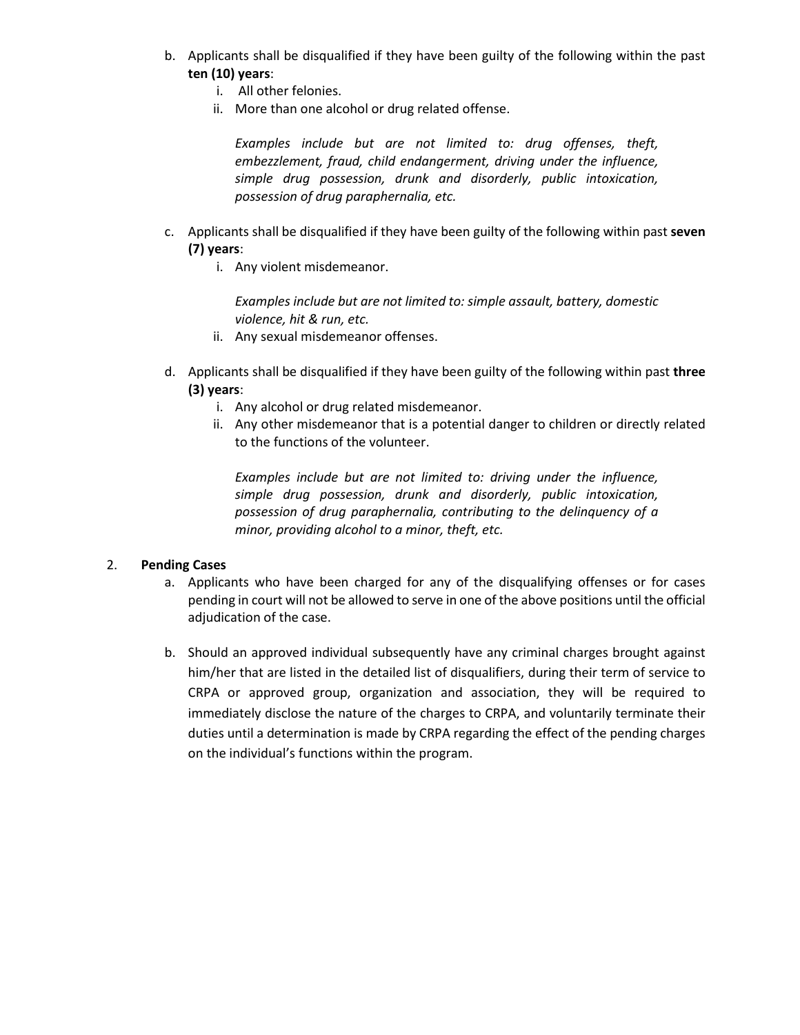b. Applicants shall be disqualified if they have been guilty of the following within the past **ten (10) years**:
   i. All other felonies.
   ii. More than one alcohol or drug related offense.

      *Examples include but are not limited to: drug offenses, theft, embezzlement, fraud, child endangerment, driving under the influence, simple drug possession, drunk and disorderly, public intoxication, possession of drug paraphernalia, etc.*

c. Applicants shall be disqualified if they have been guilty of the following within past **seven (7) years**:
   i. Any violent misdemeanor.

      *Examples include but are not limited to: simple assault, battery, domestic violence, hit & run, etc.*
   ii. Any sexual misdemeanor offenses.

d. Applicants shall be disqualified if they have been guilty of the following within past **three (3) years**:
   i. Any alcohol or drug related misdemeanor.
   ii. Any other misdemeanor that is a potential danger to children or directly related to the functions of the volunteer.

      *Examples include but are not limited to: driving under the influence, simple drug possession, drunk and disorderly, public intoxication, possession of drug paraphernalia, contributing to the delinquency of a minor, providing alcohol to a minor, theft, etc.*

2. **Pending Cases**
   a. Applicants who have been charged for any of the disqualifying offenses or for cases pending in court will not be allowed to serve in one of the above positions until the official adjudication of the case.

   b. Should an approved individual subsequently have any criminal charges brought against him/her that are listed in the detailed list of disqualifiers, during their term of service to CRPA or approved group, organization and association, they will be required to immediately disclose the nature of the charges to CRPA, and voluntarily terminate their duties until a determination is made by CRPA regarding the effect of the pending charges on the individual's functions within the program.